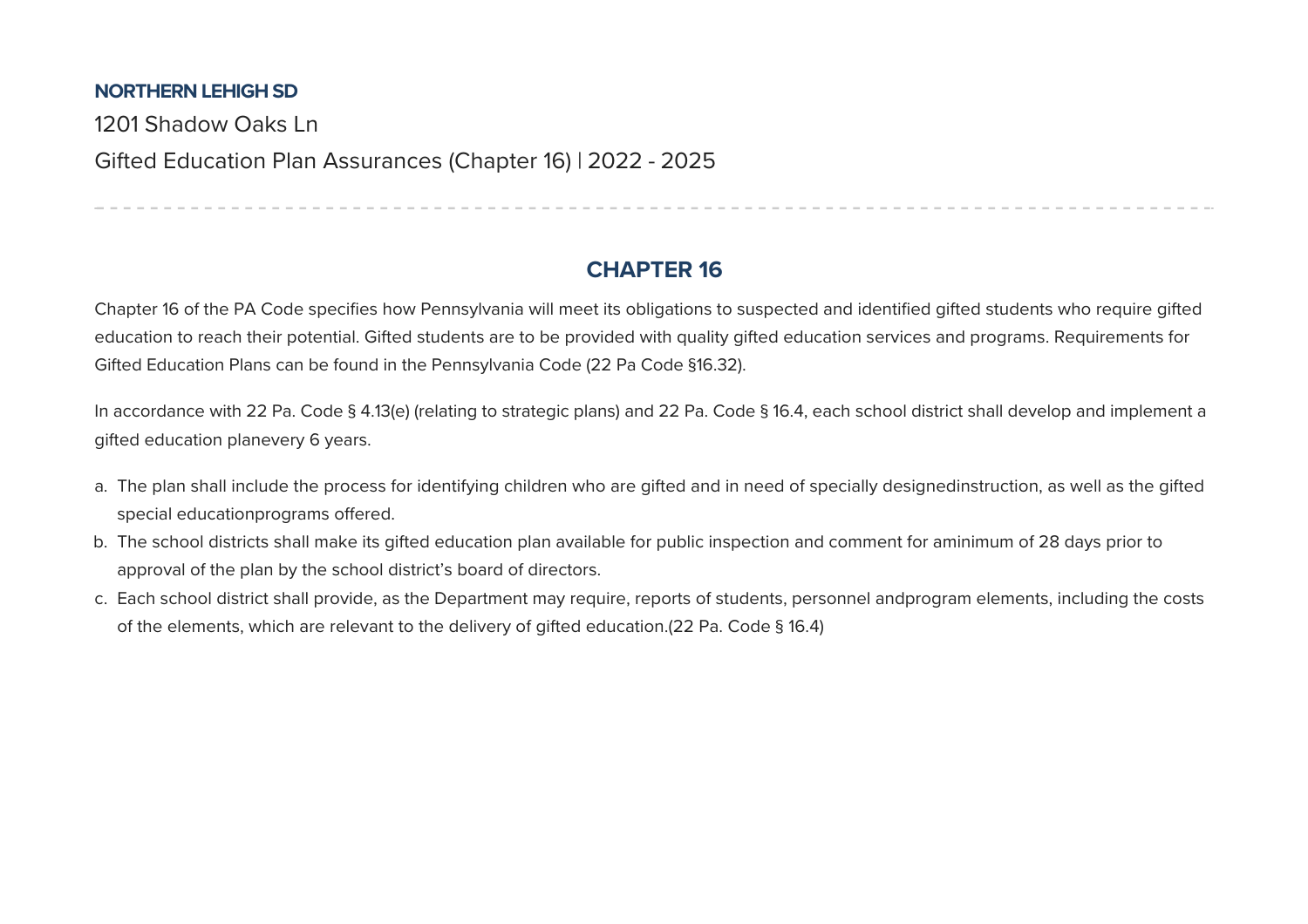**NORTHERN LEHIGH SD**

1201 Shadow Oaks Ln

Gifted Education Plan Assurances (Chapter 16) | 2022 - 2025

## CHAPTER 16

Chapter 16 of the PA Code specifies how Pennsylvania will meet its obligations to suspected and identified gifted students who require gifted education to reach their potential. Gifted students are to be provided with quality gifted education services and programs. Requirements for Gifted Education Plans can be found in the Pennsylvania Code (22 Pa Code §16.32).

In accordance with 22 Pa. Code § 4.13(e) (relating to strategic plans) and 22 Pa. Code § 16.4, each school district shall develop and implement a gifted education planevery 6 years.

a. The plan shall include the process for identifying children who are gifted and in need of specially designedinstruction, as well as the gifted special educationprograms offered.
b. The school districts shall make its gifted education plan available for public inspection and comment for aminimum of 28 days prior to approval of the plan by the school district's board of directors.
c. Each school district shall provide, as the Department may require, reports of students, personnel andprogram elements, including the costs of the elements, which are relevant to the delivery of gifted education.(22 Pa. Code § 16.4)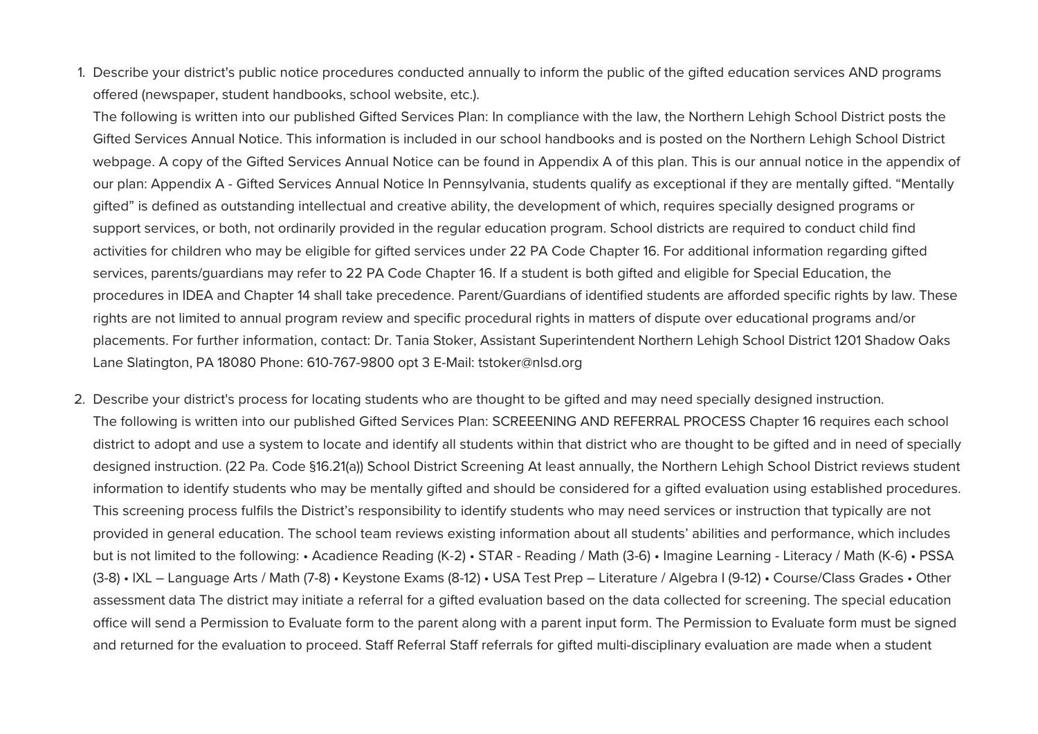1. Describe your district's public notice procedures conducted annually to inform the public of the gifted education services AND programs offered (newspaper, student handbooks, school website, etc.).

   The following is written into our published Gifted Services Plan: In compliance with the law, the Northern Lehigh School District posts the Gifted Services Annual Notice. This information is included in our school handbooks and is posted on the Northern Lehigh School District webpage. A copy of the Gifted Services Annual Notice can be found in Appendix A of this plan. This is our annual notice in the appendix of our plan: Appendix A - Gifted Services Annual Notice In Pennsylvania, students qualify as exceptional if they are mentally gifted. “Mentally gifted” is defined as outstanding intellectual and creative ability, the development of which, requires specially designed programs or support services, or both, not ordinarily provided in the regular education program. School districts are required to conduct child find activities for children who may be eligible for gifted services under 22 PA Code Chapter 16. For additional information regarding gifted services, parents/guardians may refer to 22 PA Code Chapter 16. If a student is both gifted and eligible for Special Education, the procedures in IDEA and Chapter 14 shall take precedence. Parent/Guardians of identified students are afforded specific rights by law. These rights are not limited to annual program review and specific procedural rights in matters of dispute over educational programs and/or placements. For further information, contact: Dr. Tania Stoker, Assistant Superintendent Northern Lehigh School District 1201 Shadow Oaks Lane Slatington, PA 18080 Phone: 610-767-9800 opt 3 E-Mail: tstoker@nlsd.org

2. Describe your district's process for locating students who are thought to be gifted and may need specially designed instruction.

   The following is written into our published Gifted Services Plan: SCREEENING AND REFERRAL PROCESS Chapter 16 requires each school district to adopt and use a system to locate and identify all students within that district who are thought to be gifted and in need of specially designed instruction. (22 Pa. Code §16.21(a)) School District Screening At least annually, the Northern Lehigh School District reviews student information to identify students who may be mentally gifted and should be considered for a gifted evaluation using established procedures. This screening process fulfils the District’s responsibility to identify students who may need services or instruction that typically are not provided in general education. The school team reviews existing information about all students’ abilities and performance, which includes but is not limited to the following: • Acadience Reading (K-2) • STAR - Reading / Math (3-6) • Imagine Learning - Literacy / Math (K-6) • PSSA (3-8) • IXL – Language Arts / Math (7-8) • Keystone Exams (8-12) • USA Test Prep – Literature / Algebra I (9-12) • Course/Class Grades • Other assessment data The district may initiate a referral for a gifted evaluation based on the data collected for screening. The special education office will send a Permission to Evaluate form to the parent along with a parent input form. The Permission to Evaluate form must be signed and returned for the evaluation to proceed. Staff Referral Staff referrals for gifted multi-disciplinary evaluation are made when a student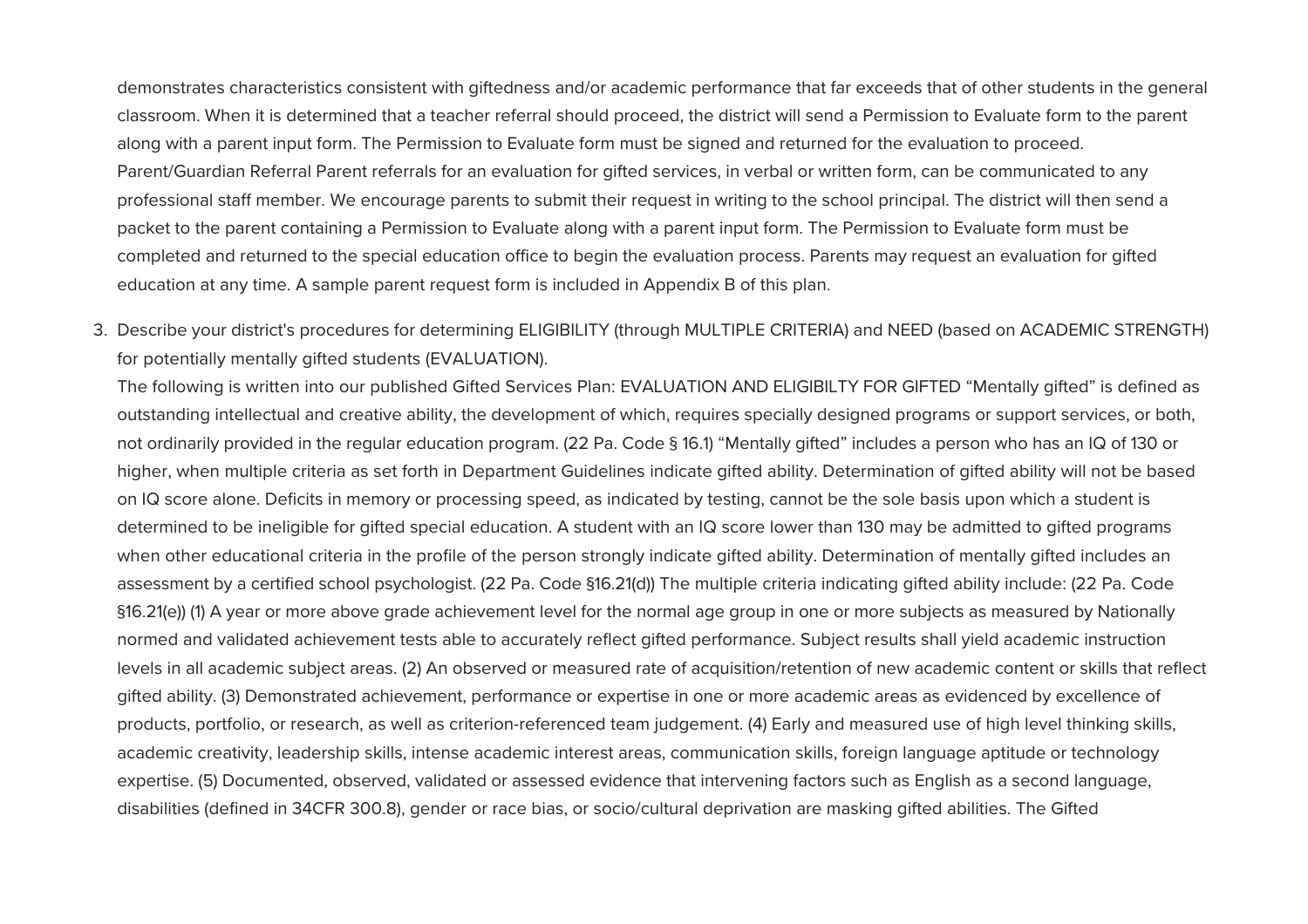demonstrates characteristics consistent with giftedness and/or academic performance that far exceeds that of other students in the general classroom. When it is determined that a teacher referral should proceed, the district will send a Permission to Evaluate form to the parent along with a parent input form. The Permission to Evaluate form must be signed and returned for the evaluation to proceed. Parent/Guardian Referral Parent referrals for an evaluation for gifted services, in verbal or written form, can be communicated to any professional staff member. We encourage parents to submit their request in writing to the school principal. The district will then send a packet to the parent containing a Permission to Evaluate along with a parent input form. The Permission to Evaluate form must be completed and returned to the special education office to begin the evaluation process. Parents may request an evaluation for gifted education at any time. A sample parent request form is included in Appendix B of this plan.

3. Describe your district's procedures for determining ELIGIBILITY (through MULTIPLE CRITERIA) and NEED (based on ACADEMIC STRENGTH) for potentially mentally gifted students (EVALUATION).
   The following is written into our published Gifted Services Plan: EVALUATION AND ELIGIBILTY FOR GIFTED "Mentally gifted" is defined as outstanding intellectual and creative ability, the development of which, requires specially designed programs or support services, or both, not ordinarily provided in the regular education program. (22 Pa. Code § 16.1) "Mentally gifted" includes a person who has an IQ of 130 or higher, when multiple criteria as set forth in Department Guidelines indicate gifted ability. Determination of gifted ability will not be based on IQ score alone. Deficits in memory or processing speed, as indicated by testing, cannot be the sole basis upon which a student is determined to be ineligible for gifted special education. A student with an IQ score lower than 130 may be admitted to gifted programs when other educational criteria in the profile of the person strongly indicate gifted ability. Determination of mentally gifted includes an assessment by a certified school psychologist. (22 Pa. Code §16.21(d)) The multiple criteria indicating gifted ability include: (22 Pa. Code §16.21(e)) (1) A year or more above grade achievement level for the normal age group in one or more subjects as measured by Nationally normed and validated achievement tests able to accurately reflect gifted performance. Subject results shall yield academic instruction levels in all academic subject areas. (2) An observed or measured rate of acquisition/retention of new academic content or skills that reflect gifted ability. (3) Demonstrated achievement, performance or expertise in one or more academic areas as evidenced by excellence of products, portfolio, or research, as well as criterion-referenced team judgement. (4) Early and measured use of high level thinking skills, academic creativity, leadership skills, intense academic interest areas, communication skills, foreign language aptitude or technology expertise. (5) Documented, observed, validated or assessed evidence that intervening factors such as English as a second language, disabilities (defined in 34CFR 300.8), gender or race bias, or socio/cultural deprivation are masking gifted abilities. The Gifted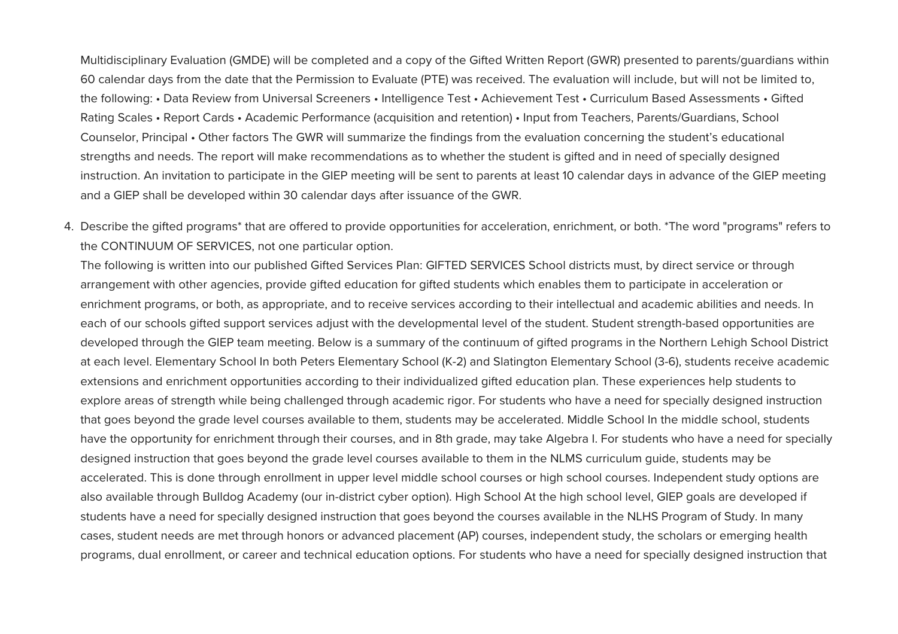Multidisciplinary Evaluation (GMDE) will be completed and a copy of the Gifted Written Report (GWR) presented to parents/guardians within 60 calendar days from the date that the Permission to Evaluate (PTE) was received. The evaluation will include, but will not be limited to, the following: • Data Review from Universal Screeners • Intelligence Test • Achievement Test • Curriculum Based Assessments • Gifted Rating Scales • Report Cards • Academic Performance (acquisition and retention) • Input from Teachers, Parents/Guardians, School Counselor, Principal • Other factors The GWR will summarize the findings from the evaluation concerning the student's educational strengths and needs. The report will make recommendations as to whether the student is gifted and in need of specially designed instruction. An invitation to participate in the GIEP meeting will be sent to parents at least 10 calendar days in advance of the GIEP meeting and a GIEP shall be developed within 30 calendar days after issuance of the GWR.

4. Describe the gifted programs* that are offered to provide opportunities for acceleration, enrichment, or both. *The word "programs" refers to the CONTINUUM OF SERVICES, not one particular option.
   The following is written into our published Gifted Services Plan: GIFTED SERVICES School districts must, by direct service or through arrangement with other agencies, provide gifted education for gifted students which enables them to participate in acceleration or enrichment programs, or both, as appropriate, and to receive services according to their intellectual and academic abilities and needs. In each of our schools gifted support services adjust with the developmental level of the student. Student strength-based opportunities are developed through the GIEP team meeting. Below is a summary of the continuum of gifted programs in the Northern Lehigh School District at each level. Elementary School In both Peters Elementary School (K-2) and Slatington Elementary School (3-6), students receive academic extensions and enrichment opportunities according to their individualized gifted education plan. These experiences help students to explore areas of strength while being challenged through academic rigor. For students who have a need for specially designed instruction that goes beyond the grade level courses available to them, students may be accelerated. Middle School In the middle school, students have the opportunity for enrichment through their courses, and in 8th grade, may take Algebra I. For students who have a need for specially designed instruction that goes beyond the grade level courses available to them in the NLMS curriculum guide, students may be accelerated. This is done through enrollment in upper level middle school courses or high school courses. Independent study options are also available through Bulldog Academy (our in-district cyber option). High School At the high school level, GIEP goals are developed if students have a need for specially designed instruction that goes beyond the courses available in the NLHS Program of Study. In many cases, student needs are met through honors or advanced placement (AP) courses, independent study, the scholars or emerging health programs, dual enrollment, or career and technical education options. For students who have a need for specially designed instruction that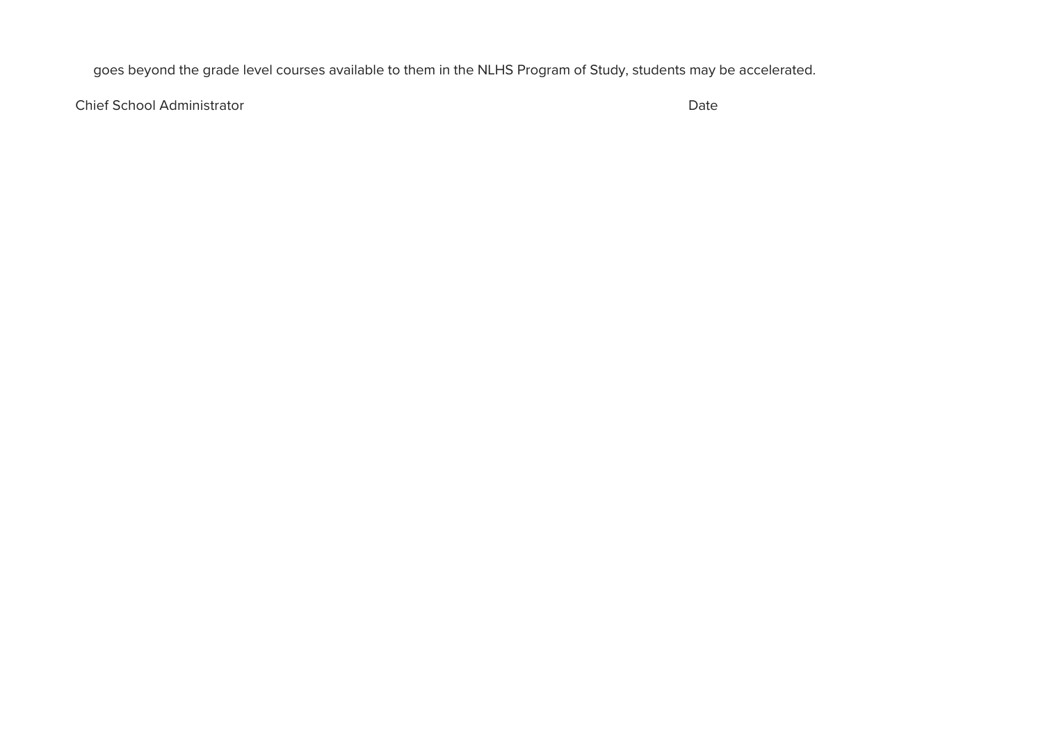goes beyond the grade level courses available to them in the NLHS Program of Study, students may be accelerated.

Chief School Administrator Date